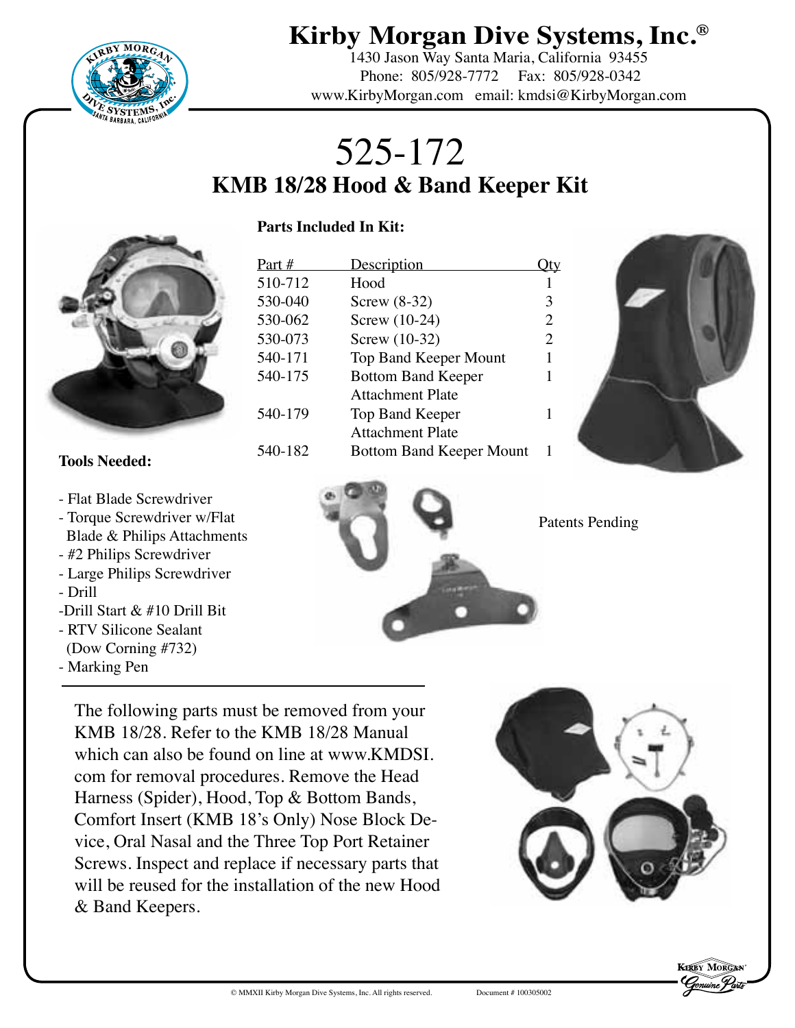# Kirby Morgan Dive Systems, Inc.®

1430 Jason Way Santa Maria, California 93455
Phone: 805/928-7772 Fax: 805/928-0342
www.KirbyMorgan.com email: kmdsi@KirbyMorgan.com

# 525-172

## KMB 18/28 Hood & Band Keeper Kit

**Parts Included In Kit:**

| Part # | Description | Qty |
|---|---|---|
| 510-712 | Hood | 1 |
| 530-040 | Screw (8-32) | 3 |
| 530-062 | Screw (10-24) | 2 |
| 530-073 | Screw (10-32) | 2 |
| 540-171 | Top Band Keeper Mount | 1 |
| 540-175 | Bottom Band Keeper Attachment Plate | 1 |
| 540-179 | Top Band Keeper Attachment Plate | 1 |
| 540-182 | Bottom Band Keeper Mount | 1 |

**Tools Needed:**

- Flat Blade Screwdriver
- Torque Screwdriver w/Flat Blade & Philips Attachments
- #2 Philips Screwdriver
- Large Philips Screwdriver
- Drill
- Drill Start & #10 Drill Bit
- RTV Silicone Sealant (Dow Corning #732)
- Marking Pen

Patents Pending

The following parts must be removed from your KMB 18/28. Refer to the KMB 18/28 Manual which can also be found on line at www.KMDSI.com for removal procedures. Remove the Head Harness (Spider), Hood, Top & Bottom Bands, Comfort Insert (KMB 18's Only) Nose Block Device, Oral Nasal and the Three Top Port Retainer Screws. Inspect and replace if necessary parts that will be reused for the installation of the new Hood & Band Keepers.

© MMXII Kirby Morgan Dive Systems, Inc. All rights reserved. Document # 100305002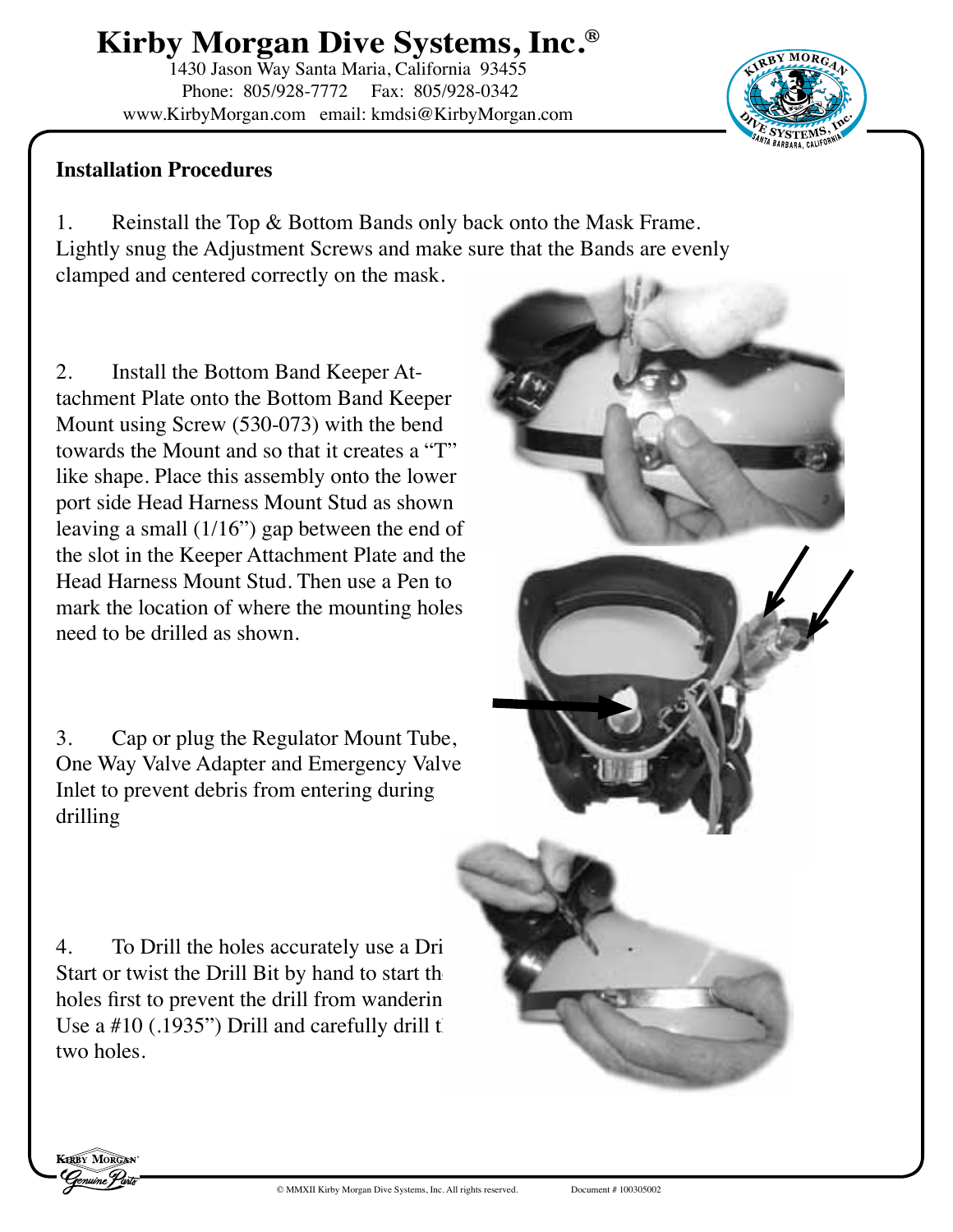## Installation Procedures

1. Reinstall the Top & Bottom Bands only back onto the Mask Frame. Lightly snug the Adjustment Screws and make sure that the Bands are evenly clamped and centered correctly on the mask.

2. Install the Bottom Band Keeper Attachment Plate onto the Bottom Band Keeper Mount using Screw (530-073) with the bend towards the Mount and so that it creates a "T" like shape. Place this assembly onto the lower port side Head Harness Mount Stud as shown leaving a small (1/16") gap between the end of the slot in the Keeper Attachment Plate and the Head Harness Mount Stud. Then use a Pen to mark the location of where the mounting holes need to be drilled as shown.

3. Cap or plug the Regulator Mount Tube, One Way Valve Adapter and Emergency Valve Inlet to prevent debris from entering during drilling

4. To Drill the holes accurately use a Dri Start or twist the Drill Bit by hand to start th holes first to prevent the drill from wanderin Use a #10 (.1935") Drill and carefully drill t two holes.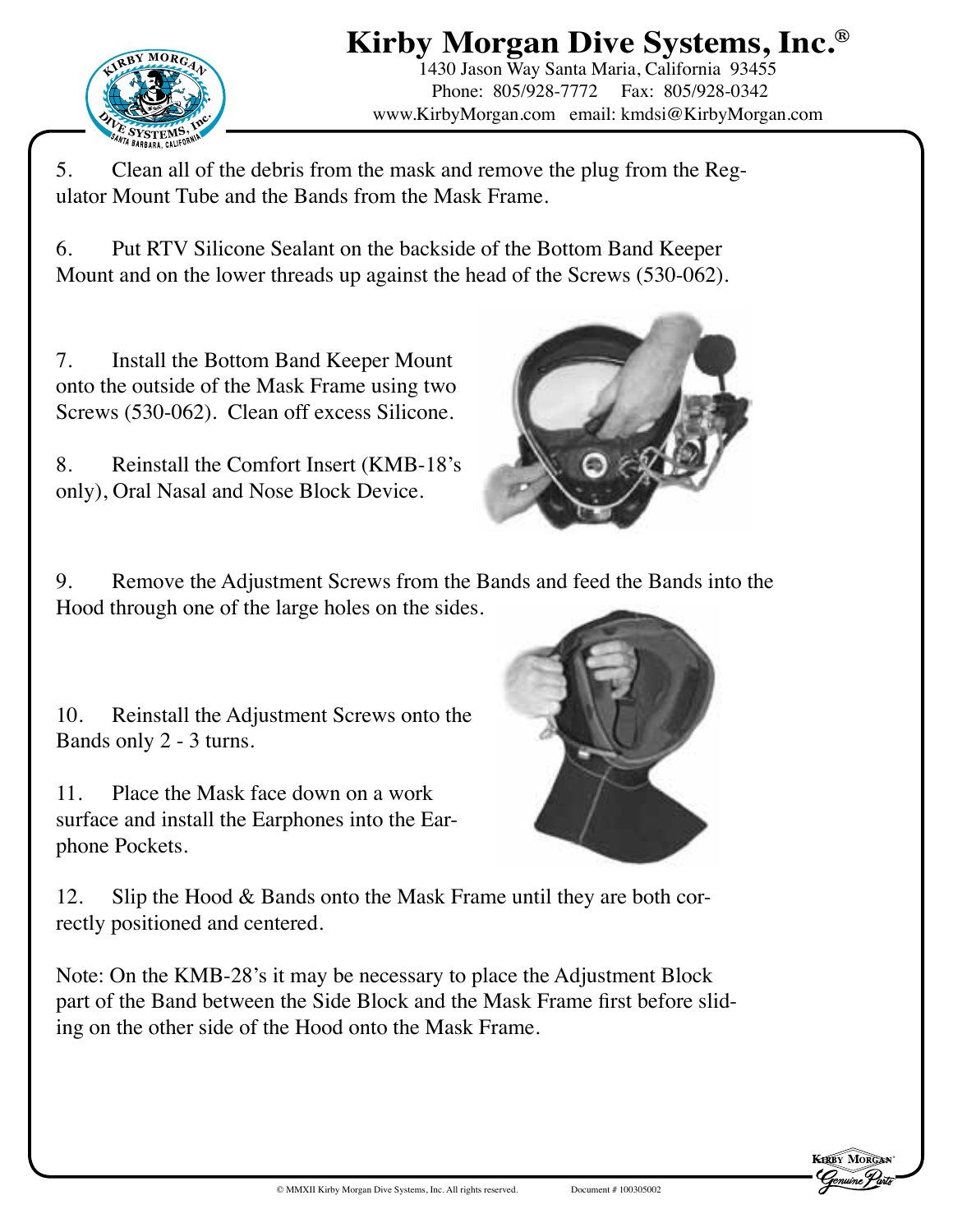5. Clean all of the debris from the mask and remove the plug from the Regulator Mount Tube and the Bands from the Mask Frame.

6. Put RTV Silicone Sealant on the backside of the Bottom Band Keeper Mount and on the lower threads up against the head of the Screws (530-062).

7. Install the Bottom Band Keeper Mount onto the outside of the Mask Frame using two Screws (530-062). Clean off excess Silicone.

8. Reinstall the Comfort Insert (KMB-18's only), Oral Nasal and Nose Block Device.

9. Remove the Adjustment Screws from the Bands and feed the Bands into the Hood through one of the large holes on the sides.

10. Reinstall the Adjustment Screws onto the Bands only 2 - 3 turns.

11. Place the Mask face down on a work surface and install the Earphones into the Earphone Pockets.

12. Slip the Hood & Bands onto the Mask Frame until they are both correctly positioned and centered.

Note: On the KMB-28's it may be necessary to place the Adjustment Block part of the Band between the Side Block and the Mask Frame first before sliding on the other side of the Hood onto the Mask Frame.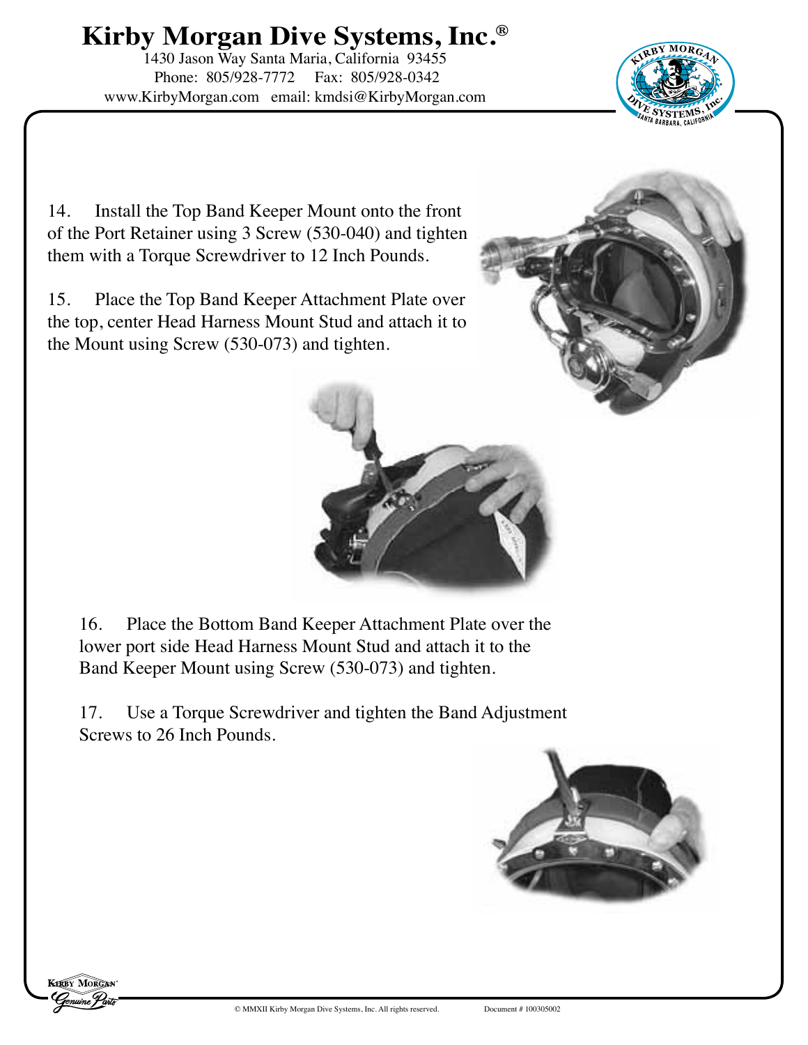14. Install the Top Band Keeper Mount onto the front of the Port Retainer using 3 Screw (530-040) and tighten them with a Torque Screwdriver to 12 Inch Pounds.

15. Place the Top Band Keeper Attachment Plate over the top, center Head Harness Mount Stud and attach it to the Mount using Screw (530-073) and tighten.

16. Place the Bottom Band Keeper Attachment Plate over the lower port side Head Harness Mount Stud and attach it to the Band Keeper Mount using Screw (530-073) and tighten.

17. Use a Torque Screwdriver and tighten the Band Adjustment Screws to 26 Inch Pounds.